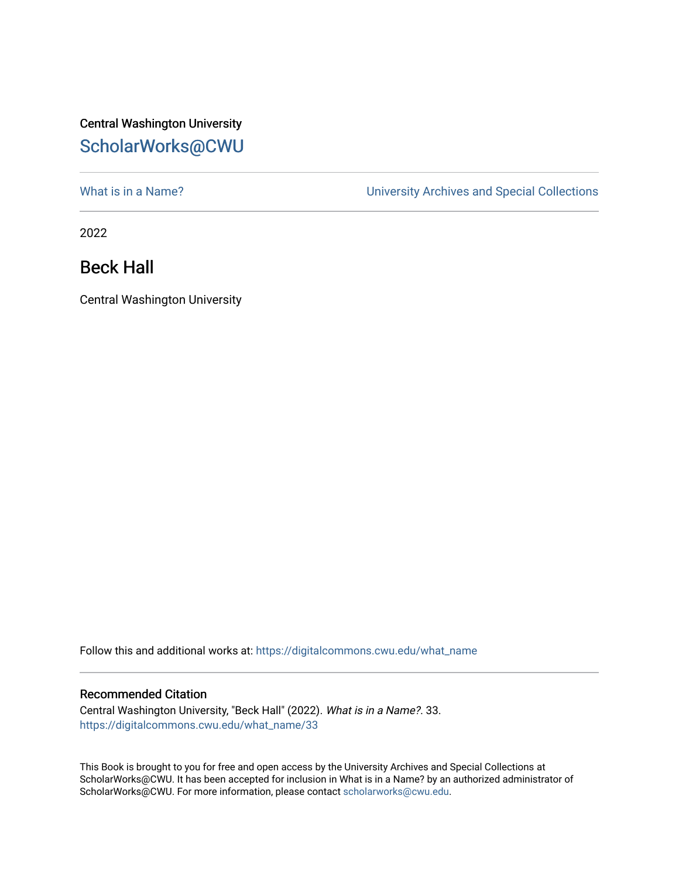Central Washington University

ScholarWorks@CWU

What is in a Name? University Archives and Special Collections

2022

# Beck Hall

Central Washington University

Follow this and additional works at: https://digitalcommons.cwu.edu/what_name

## Recommended Citation

Central Washington University, "Beck Hall" (2022). *What is in a Name?*. 33.
https://digitalcommons.cwu.edu/what_name/33

This Book is brought to you for free and open access by the University Archives and Special Collections at ScholarWorks@CWU. It has been accepted for inclusion in What is in a Name? by an authorized administrator of ScholarWorks@CWU. For more information, please contact scholarworks@cwu.edu.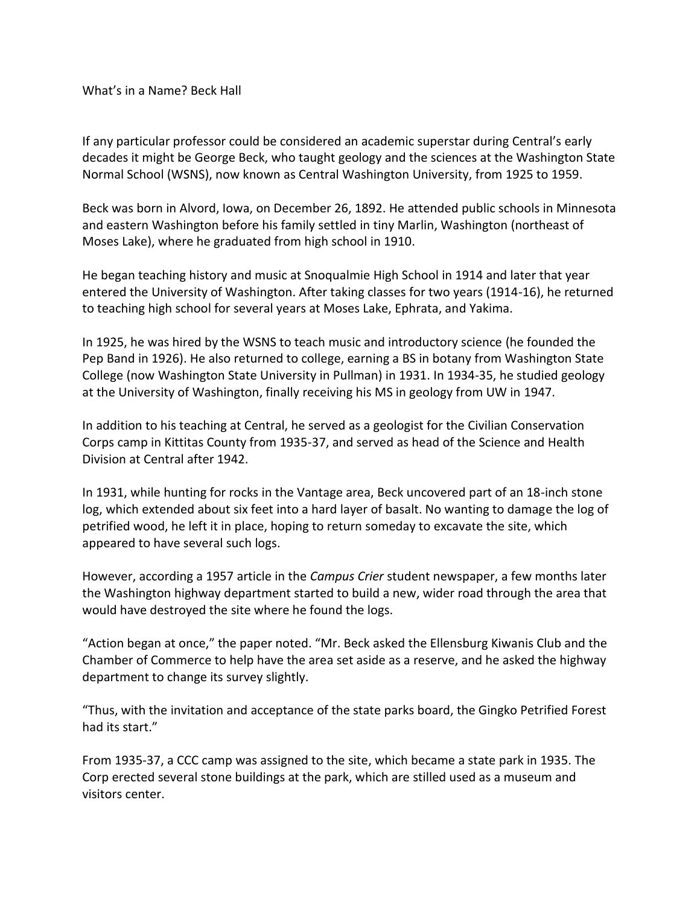What's in a Name? Beck Hall

If any particular professor could be considered an academic superstar during Central's early decades it might be George Beck, who taught geology and the sciences at the Washington State Normal School (WSNS), now known as Central Washington University, from 1925 to 1959.

Beck was born in Alvord, Iowa, on December 26, 1892. He attended public schools in Minnesota and eastern Washington before his family settled in tiny Marlin, Washington (northeast of Moses Lake), where he graduated from high school in 1910.

He began teaching history and music at Snoqualmie High School in 1914 and later that year entered the University of Washington. After taking classes for two years (1914-16), he returned to teaching high school for several years at Moses Lake, Ephrata, and Yakima.

In 1925, he was hired by the WSNS to teach music and introductory science (he founded the Pep Band in 1926). He also returned to college, earning a BS in botany from Washington State College (now Washington State University in Pullman) in 1931. In 1934-35, he studied geology at the University of Washington, finally receiving his MS in geology from UW in 1947.

In addition to his teaching at Central, he served as a geologist for the Civilian Conservation Corps camp in Kittitas County from 1935-37, and served as head of the Science and Health Division at Central after 1942.

In 1931, while hunting for rocks in the Vantage area, Beck uncovered part of an 18-inch stone log, which extended about six feet into a hard layer of basalt. No wanting to damage the log of petrified wood, he left it in place, hoping to return someday to excavate the site, which appeared to have several such logs.

However, according a 1957 article in the *Campus Crier* student newspaper, a few months later the Washington highway department started to build a new, wider road through the area that would have destroyed the site where he found the logs.

"Action began at once," the paper noted. "Mr. Beck asked the Ellensburg Kiwanis Club and the Chamber of Commerce to help have the area set aside as a reserve, and he asked the highway department to change its survey slightly.

"Thus, with the invitation and acceptance of the state parks board, the Gingko Petrified Forest had its start."

From 1935-37, a CCC camp was assigned to the site, which became a state park in 1935. The Corp erected several stone buildings at the park, which are stilled used as a museum and visitors center.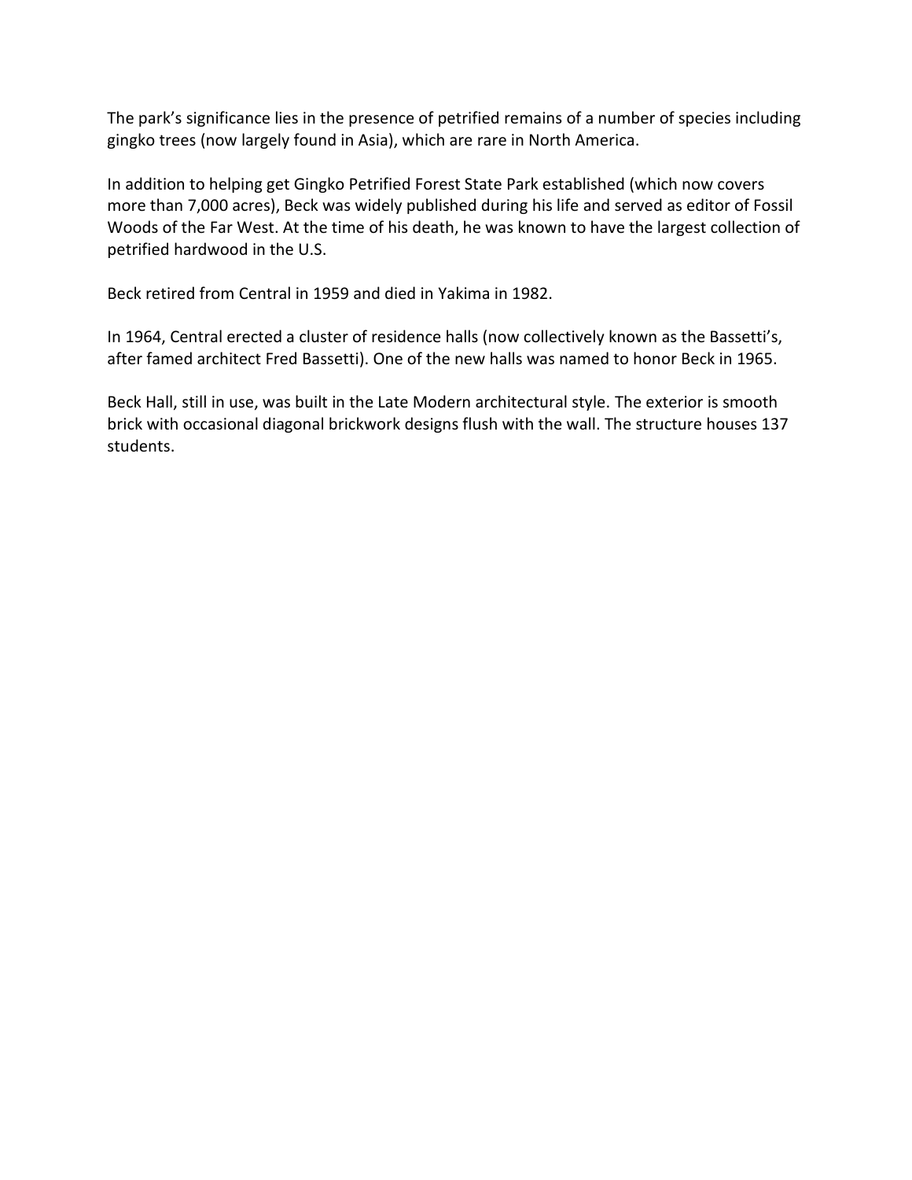The park's significance lies in the presence of petrified remains of a number of species including gingko trees (now largely found in Asia), which are rare in North America.

In addition to helping get Gingko Petrified Forest State Park established (which now covers more than 7,000 acres), Beck was widely published during his life and served as editor of Fossil Woods of the Far West. At the time of his death, he was known to have the largest collection of petrified hardwood in the U.S.

Beck retired from Central in 1959 and died in Yakima in 1982.

In 1964, Central erected a cluster of residence halls (now collectively known as the Bassetti's, after famed architect Fred Bassetti). One of the new halls was named to honor Beck in 1965.

Beck Hall, still in use, was built in the Late Modern architectural style. The exterior is smooth brick with occasional diagonal brickwork designs flush with the wall. The structure houses 137 students.